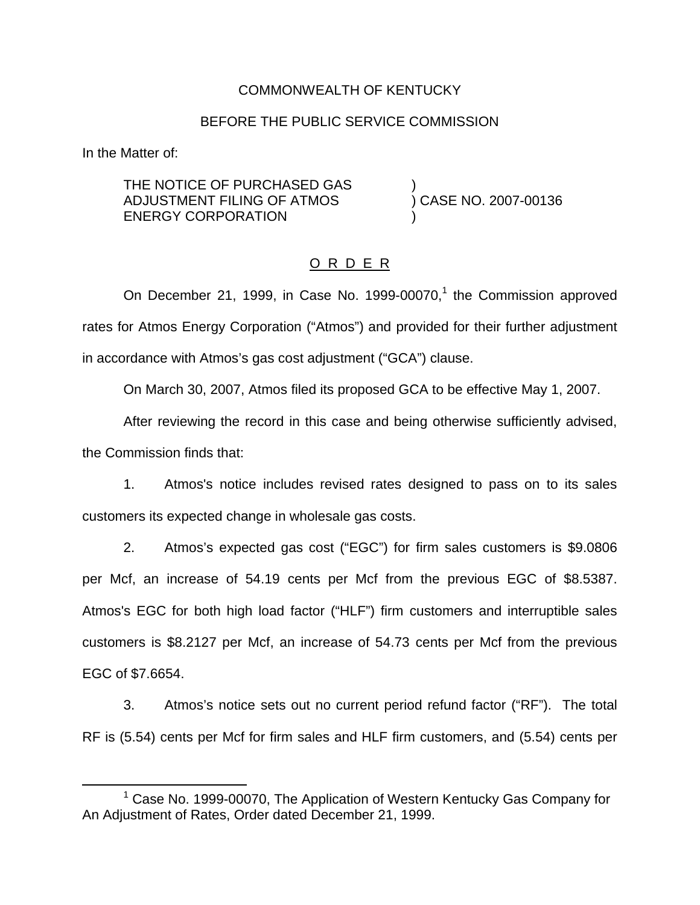COMMONWEALTH OF KENTUCKY

BEFORE THE PUBLIC SERVICE COMMISSION

In the Matter of:

THE NOTICE OF PURCHASED GAS ADJUSTMENT FILING OF ATMOS ENERGY CORPORATION ) CASE NO. 2007-00136

O R D E R

On December 21, 1999, in Case No. 1999-00070,[1] the Commission approved rates for Atmos Energy Corporation ("Atmos") and provided for their further adjustment in accordance with Atmos's gas cost adjustment ("GCA") clause.

On March 30, 2007, Atmos filed its proposed GCA to be effective May 1, 2007.

After reviewing the record in this case and being otherwise sufficiently advised, the Commission finds that:

1. Atmos's notice includes revised rates designed to pass on to its sales customers its expected change in wholesale gas costs.

2. Atmos's expected gas cost ("EGC") for firm sales customers is $9.0806 per Mcf, an increase of 54.19 cents per Mcf from the previous EGC of $8.5387. Atmos's EGC for both high load factor ("HLF") firm customers and interruptible sales customers is $8.2127 per Mcf, an increase of 54.73 cents per Mcf from the previous EGC of $7.6654.

3. Atmos's notice sets out no current period refund factor ("RF"). The total RF is (5.54) cents per Mcf for firm sales and HLF firm customers, and (5.54) cents per

[1] Case No. 1999-00070, The Application of Western Kentucky Gas Company for An Adjustment of Rates, Order dated December 21, 1999.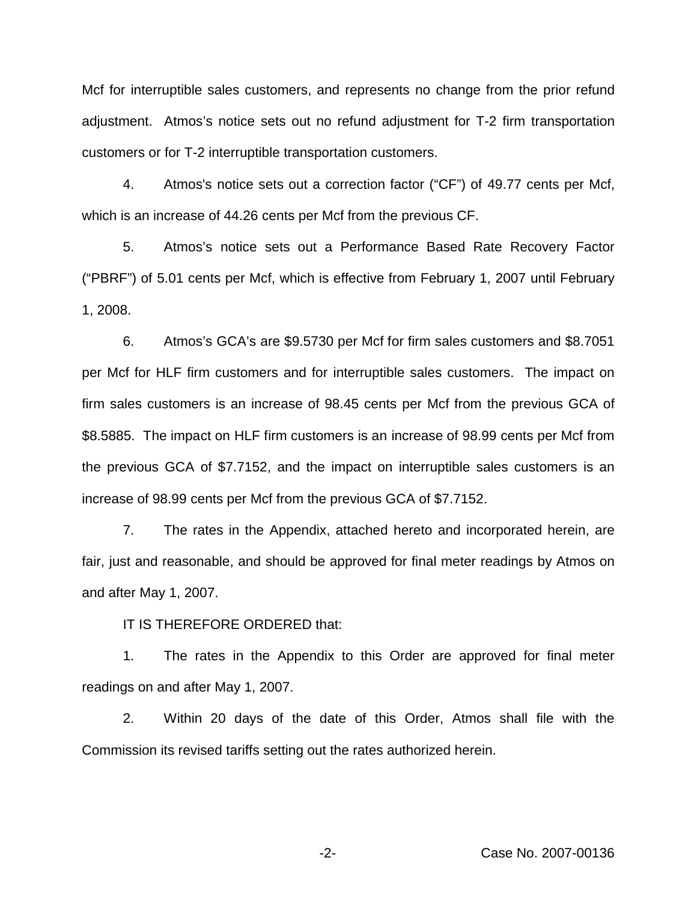Mcf for interruptible sales customers, and represents no change from the prior refund adjustment. Atmos's notice sets out no refund adjustment for T-2 firm transportation customers or for T-2 interruptible transportation customers.

4. Atmos's notice sets out a correction factor ("CF") of 49.77 cents per Mcf, which is an increase of 44.26 cents per Mcf from the previous CF.

5. Atmos's notice sets out a Performance Based Rate Recovery Factor ("PBRF") of 5.01 cents per Mcf, which is effective from February 1, 2007 until February 1, 2008.

6. Atmos's GCA's are $9.5730 per Mcf for firm sales customers and $8.7051 per Mcf for HLF firm customers and for interruptible sales customers. The impact on firm sales customers is an increase of 98.45 cents per Mcf from the previous GCA of $8.5885. The impact on HLF firm customers is an increase of 98.99 cents per Mcf from the previous GCA of $7.7152, and the impact on interruptible sales customers is an increase of 98.99 cents per Mcf from the previous GCA of $7.7152.

7. The rates in the Appendix, attached hereto and incorporated herein, are fair, just and reasonable, and should be approved for final meter readings by Atmos on and after May 1, 2007.

IT IS THEREFORE ORDERED that:

1. The rates in the Appendix to this Order are approved for final meter readings on and after May 1, 2007.

2. Within 20 days of the date of this Order, Atmos shall file with the Commission its revised tariffs setting out the rates authorized herein.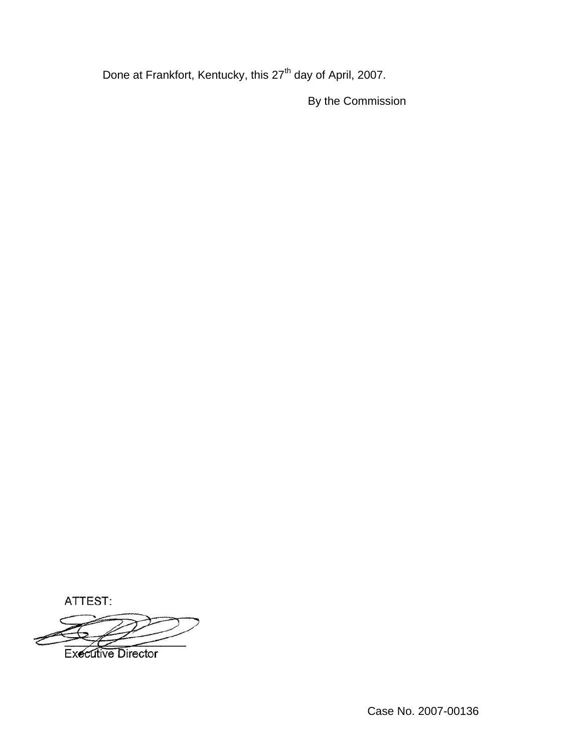Done at Frankfort, Kentucky, this 27th day of April, 2007.

By the Commission

ATTEST:

Executive Director

Case No. 2007-00136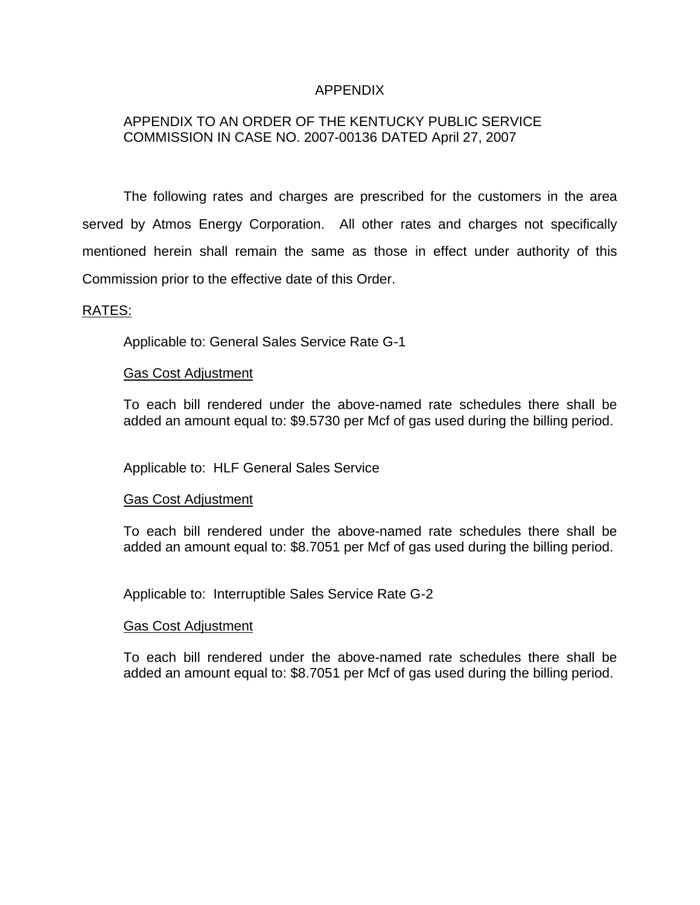# APPENDIX

APPENDIX TO AN ORDER OF THE KENTUCKY PUBLIC SERVICE COMMISSION IN CASE NO. 2007-00136 DATED April 27, 2007

The following rates and charges are prescribed for the customers in the area served by Atmos Energy Corporation. All other rates and charges not specifically mentioned herein shall remain the same as those in effect under authority of this Commission prior to the effective date of this Order.

RATES:

Applicable to: General Sales Service Rate G-1

Gas Cost Adjustment

To each bill rendered under the above-named rate schedules there shall be added an amount equal to: $9.5730 per Mcf of gas used during the billing period.

Applicable to: HLF General Sales Service

Gas Cost Adjustment

To each bill rendered under the above-named rate schedules there shall be added an amount equal to: $8.7051 per Mcf of gas used during the billing period.

Applicable to: Interruptible Sales Service Rate G-2

Gas Cost Adjustment

To each bill rendered under the above-named rate schedules there shall be added an amount equal to: $8.7051 per Mcf of gas used during the billing period.